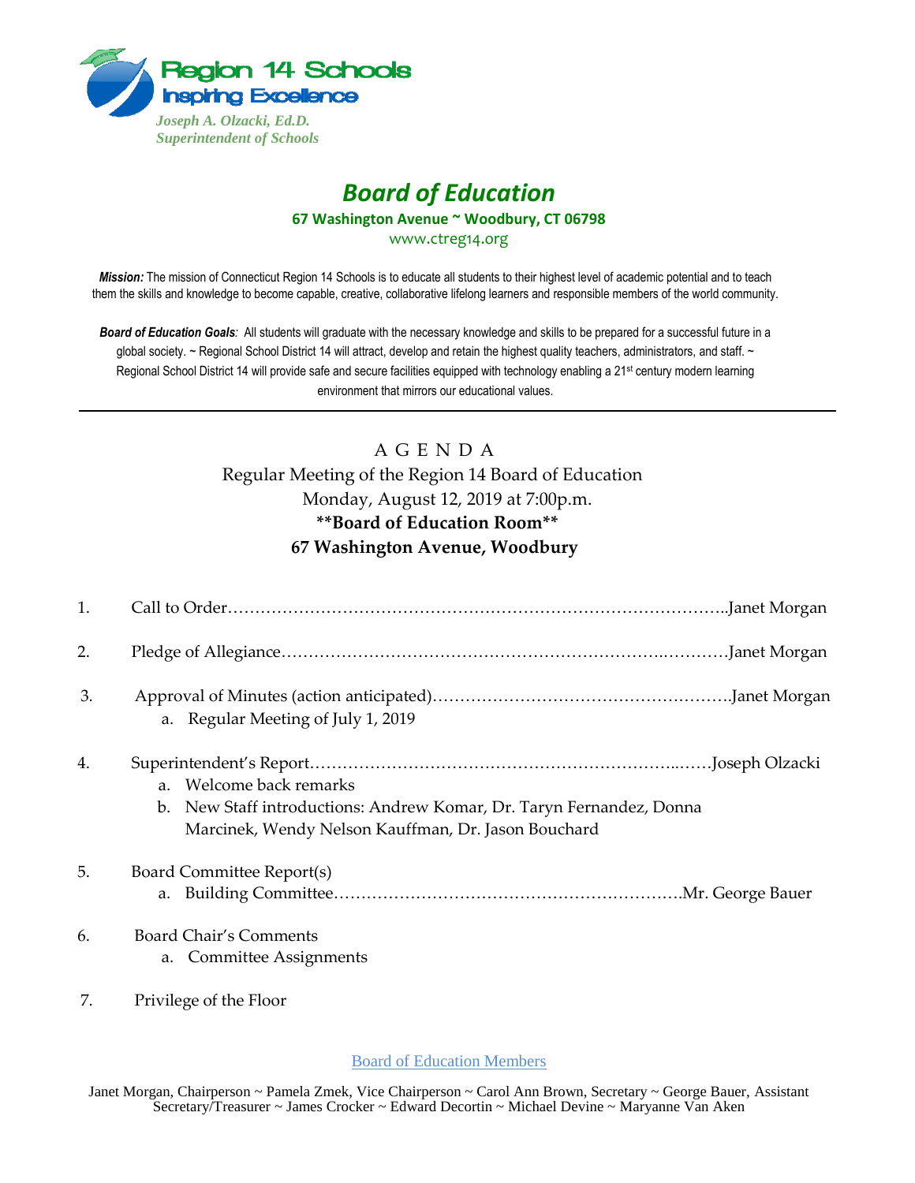Region 14 Schools
Inspiring Excellence

*Joseph A. Olzacki, Ed.D.*
*Superintendent of Schools*

# *Board of Education*

**67 Washington Avenue ~ Woodbury, CT 06798**

www.ctreg14.org

***Mission:*** The mission of Connecticut Region 14 Schools is to educate all students to their highest level of academic potential and to teach them the skills and knowledge to become capable, creative, collaborative lifelong learners and responsible members of the world community.

***Board of Education Goals:*** All students will graduate with the necessary knowledge and skills to be prepared for a successful future in a global society. ~ Regional School District 14 will attract, develop and retain the highest quality teachers, administrators, and staff. ~ Regional School District 14 will provide safe and secure facilities equipped with technology enabling a 21st century modern learning environment that mirrors our educational values.

---

## A G E N D A

Regular Meeting of the Region 14 Board of Education
Monday, August 12, 2019 at 7:00p.m.
**\*\*Board of Education Room\*\***
**67 Washington Avenue, Woodbury**

1. Call to Order…………………………………………………………………………..Janet Morgan

2. Pledge of Allegiance………………………………………………………….…………Janet Morgan

3. Approval of Minutes (action anticipated)……………………………………………….Janet Morgan
   a. Regular Meeting of July 1, 2019

4. Superintendent's Report………………………………………………………..……Joseph Olzacki
   a. Welcome back remarks
   b. New Staff introductions: Andrew Komar, Dr. Taryn Fernandez, Donna Marcinek, Wendy Nelson Kauffman, Dr. Jason Bouchard

5. Board Committee Report(s)
   a. Building Committee…………………………………………………….Mr. George Bauer

6. Board Chair's Comments
   a. Committee Assignments

7. Privilege of the Floor

Board of Education Members

Janet Morgan, Chairperson ~ Pamela Zmek, Vice Chairperson ~ Carol Ann Brown, Secretary ~ George Bauer, Assistant Secretary/Treasurer ~ James Crocker ~ Edward Decortin ~ Michael Devine ~ Maryanne Van Aken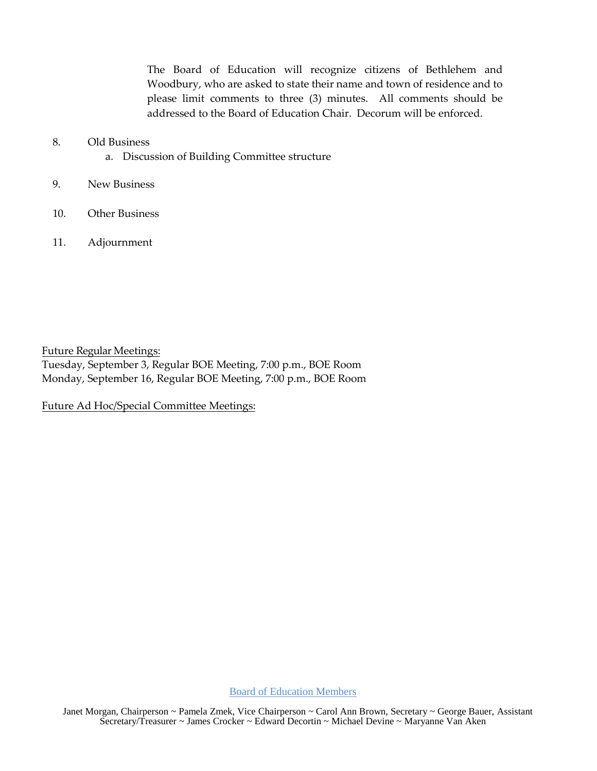The Board of Education will recognize citizens of Bethlehem and Woodbury, who are asked to state their name and town of residence and to please limit comments to three (3) minutes. All comments should be addressed to the Board of Education Chair. Decorum will be enforced.

8. Old Business
   a. Discussion of Building Committee structure

9. New Business

10. Other Business

11. Adjournment

Future Regular Meetings:
Tuesday, September 3, Regular BOE Meeting, 7:00 p.m., BOE Room
Monday, September 16, Regular BOE Meeting, 7:00 p.m., BOE Room

Future Ad Hoc/Special Committee Meetings:

Board of Education Members

Janet Morgan, Chairperson ~ Pamela Zmek, Vice Chairperson ~ Carol Ann Brown, Secretary ~ George Bauer, Assistant Secretary/Treasurer ~ James Crocker ~ Edward Decortin ~ Michael Devine ~ Maryanne Van Aken